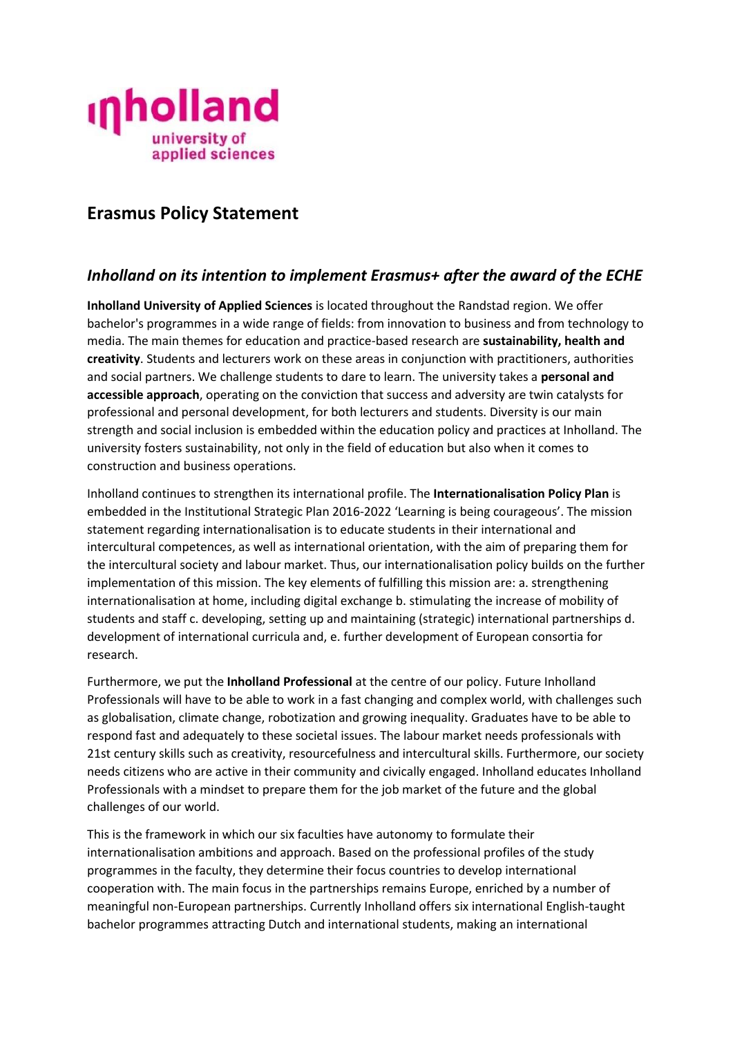# Erasmus Policy Statement

## *Inholland on its intention to implement Erasmus+ after the award of the ECHE*

**Inholland University of Applied Sciences** is located throughout the Randstad region. We offer bachelor's programmes in a wide range of fields: from innovation to business and from technology to media. The main themes for education and practice-based research are **sustainability, health and creativity**. Students and lecturers work on these areas in conjunction with practitioners, authorities and social partners. We challenge students to dare to learn. The university takes a **personal and accessible approach**, operating on the conviction that success and adversity are twin catalysts for professional and personal development, for both lecturers and students. Diversity is our main strength and social inclusion is embedded within the education policy and practices at Inholland. The university fosters sustainability, not only in the field of education but also when it comes to construction and business operations.

Inholland continues to strengthen its international profile. The **Internationalisation Policy Plan** is embedded in the Institutional Strategic Plan 2016-2022 'Learning is being courageous'. The mission statement regarding internationalisation is to educate students in their international and intercultural competences, as well as international orientation, with the aim of preparing them for the intercultural society and labour market. Thus, our internationalisation policy builds on the further implementation of this mission. The key elements of fulfilling this mission are: a. strengthening internationalisation at home, including digital exchange b. stimulating the increase of mobility of students and staff c. developing, setting up and maintaining (strategic) international partnerships d. development of international curricula and, e. further development of European consortia for research.

Furthermore, we put the **Inholland Professional** at the centre of our policy. Future Inholland Professionals will have to be able to work in a fast changing and complex world, with challenges such as globalisation, climate change, robotization and growing inequality. Graduates have to be able to respond fast and adequately to these societal issues. The labour market needs professionals with 21st century skills such as creativity, resourcefulness and intercultural skills. Furthermore, our society needs citizens who are active in their community and civically engaged. Inholland educates Inholland Professionals with a mindset to prepare them for the job market of the future and the global challenges of our world.

This is the framework in which our six faculties have autonomy to formulate their internationalisation ambitions and approach. Based on the professional profiles of the study programmes in the faculty, they determine their focus countries to develop international cooperation with. The main focus in the partnerships remains Europe, enriched by a number of meaningful non-European partnerships. Currently Inholland offers six international English-taught bachelor programmes attracting Dutch and international students, making an international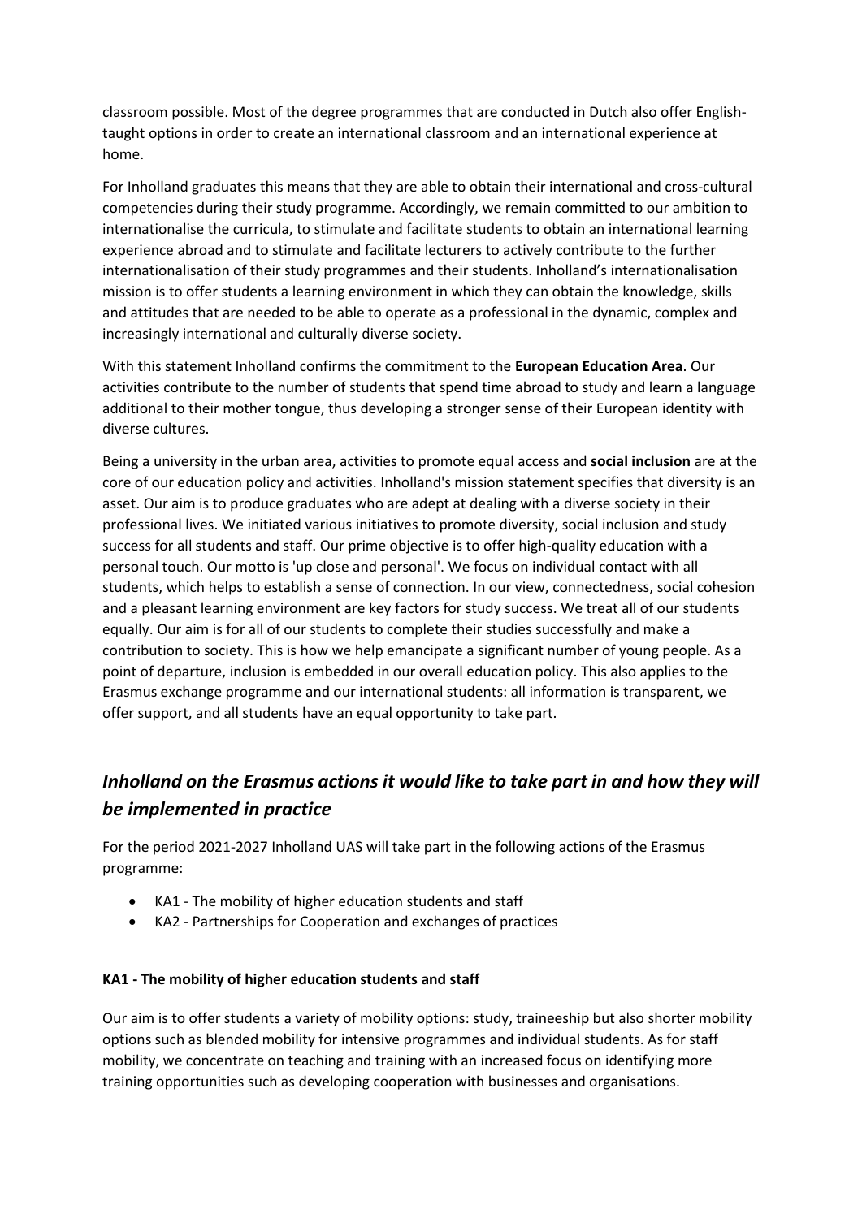classroom possible. Most of the degree programmes that are conducted in Dutch also offer English-taught options in order to create an international classroom and an international experience at home.

For Inholland graduates this means that they are able to obtain their international and cross-cultural competencies during their study programme. Accordingly, we remain committed to our ambition to internationalise the curricula, to stimulate and facilitate students to obtain an international learning experience abroad and to stimulate and facilitate lecturers to actively contribute to the further internationalisation of their study programmes and their students. Inholland's internationalisation mission is to offer students a learning environment in which they can obtain the knowledge, skills and attitudes that are needed to be able to operate as a professional in the dynamic, complex and increasingly international and culturally diverse society.

With this statement Inholland confirms the commitment to the **European Education Area**. Our activities contribute to the number of students that spend time abroad to study and learn a language additional to their mother tongue, thus developing a stronger sense of their European identity with diverse cultures.

Being a university in the urban area, activities to promote equal access and **social inclusion** are at the core of our education policy and activities. Inholland's mission statement specifies that diversity is an asset. Our aim is to produce graduates who are adept at dealing with a diverse society in their professional lives. We initiated various initiatives to promote diversity, social inclusion and study success for all students and staff. Our prime objective is to offer high-quality education with a personal touch. Our motto is 'up close and personal'. We focus on individual contact with all students, which helps to establish a sense of connection. In our view, connectedness, social cohesion and a pleasant learning environment are key factors for study success. We treat all of our students equally. Our aim is for all of our students to complete their studies successfully and make a contribution to society. This is how we help emancipate a significant number of young people. As a point of departure, inclusion is embedded in our overall education policy. This also applies to the Erasmus exchange programme and our international students: all information is transparent, we offer support, and all students have an equal opportunity to take part.

## *Inholland on the Erasmus actions it would like to take part in and how they will be implemented in practice*

For the period 2021-2027 Inholland UAS will take part in the following actions of the Erasmus programme:

- KA1 - The mobility of higher education students and staff
- KA2 - Partnerships for Cooperation and exchanges of practices

**KA1 - The mobility of higher education students and staff**

Our aim is to offer students a variety of mobility options: study, traineeship but also shorter mobility options such as blended mobility for intensive programmes and individual students. As for staff mobility, we concentrate on teaching and training with an increased focus on identifying more training opportunities such as developing cooperation with businesses and organisations.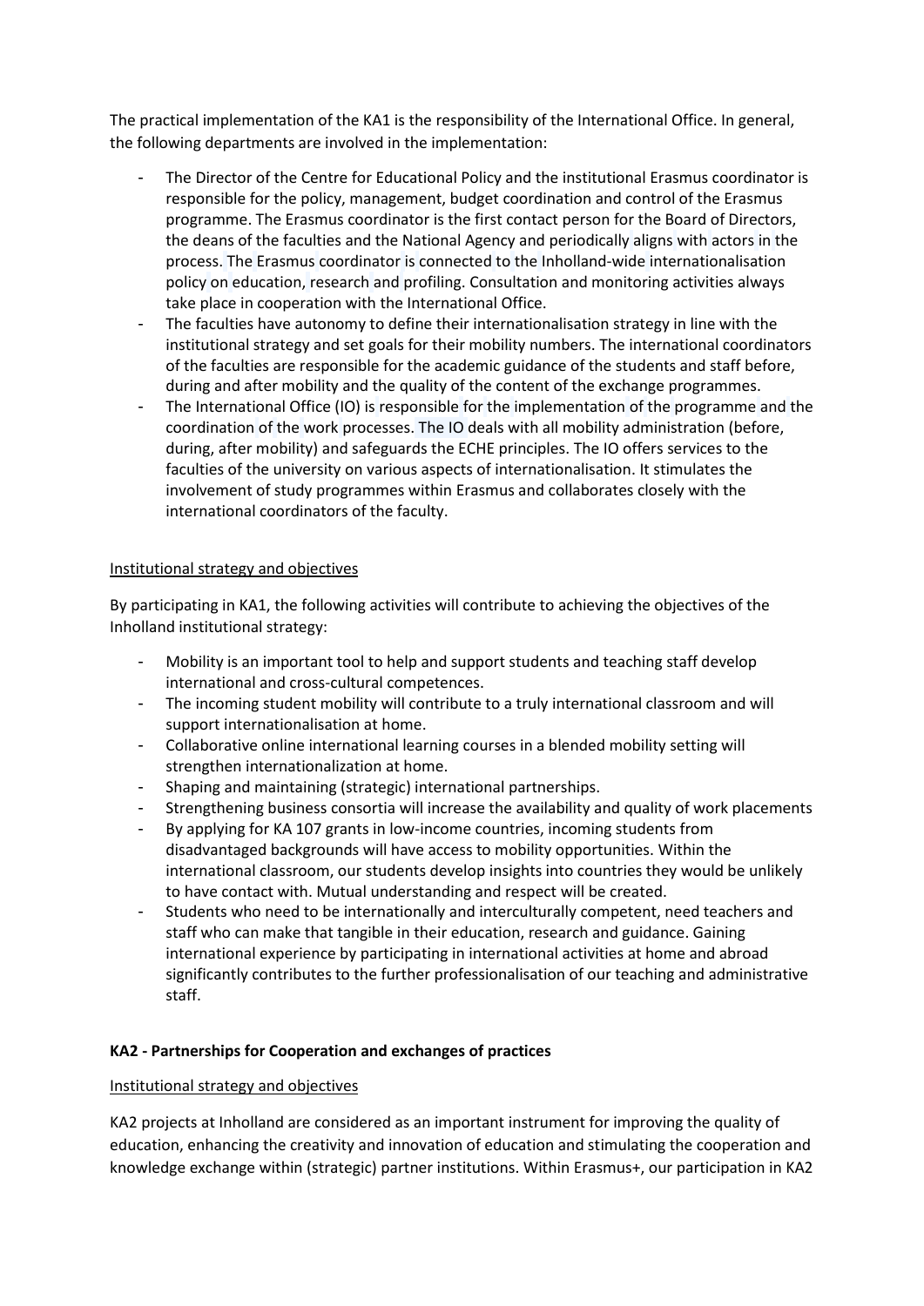The practical implementation of the KA1 is the responsibility of the International Office. In general, the following departments are involved in the implementation:

- The Director of the Centre for Educational Policy and the institutional Erasmus coordinator is responsible for the policy, management, budget coordination and control of the Erasmus programme. The Erasmus coordinator is the first contact person for the Board of Directors, the deans of the faculties and the National Agency and periodically aligns with actors in the process. The Erasmus coordinator is connected to the Inholland-wide internationalisation policy on education, research and profiling. Consultation and monitoring activities always take place in cooperation with the International Office.
- The faculties have autonomy to define their internationalisation strategy in line with the institutional strategy and set goals for their mobility numbers. The international coordinators of the faculties are responsible for the academic guidance of the students and staff before, during and after mobility and the quality of the content of the exchange programmes.
- The International Office (IO) is responsible for the implementation of the programme and the coordination of the work processes. The IO deals with all mobility administration (before, during, after mobility) and safeguards the ECHE principles. The IO offers services to the faculties of the university on various aspects of internationalisation. It stimulates the involvement of study programmes within Erasmus and collaborates closely with the international coordinators of the faculty.

Institutional strategy and objectives

By participating in KA1, the following activities will contribute to achieving the objectives of the Inholland institutional strategy:

- Mobility is an important tool to help and support students and teaching staff develop international and cross-cultural competences.
- The incoming student mobility will contribute to a truly international classroom and will support internationalisation at home.
- Collaborative online international learning courses in a blended mobility setting will strengthen internationalization at home.
- Shaping and maintaining (strategic) international partnerships.
- Strengthening business consortia will increase the availability and quality of work placements
- By applying for KA 107 grants in low-income countries, incoming students from disadvantaged backgrounds will have access to mobility opportunities. Within the international classroom, our students develop insights into countries they would be unlikely to have contact with. Mutual understanding and respect will be created.
- Students who need to be internationally and interculturally competent, need teachers and staff who can make that tangible in their education, research and guidance. Gaining international experience by participating in international activities at home and abroad significantly contributes to the further professionalisation of our teaching and administrative staff.

**KA2 - Partnerships for Cooperation and exchanges of practices**

Institutional strategy and objectives

KA2 projects at Inholland are considered as an important instrument for improving the quality of education, enhancing the creativity and innovation of education and stimulating the cooperation and knowledge exchange within (strategic) partner institutions. Within Erasmus+, our participation in KA2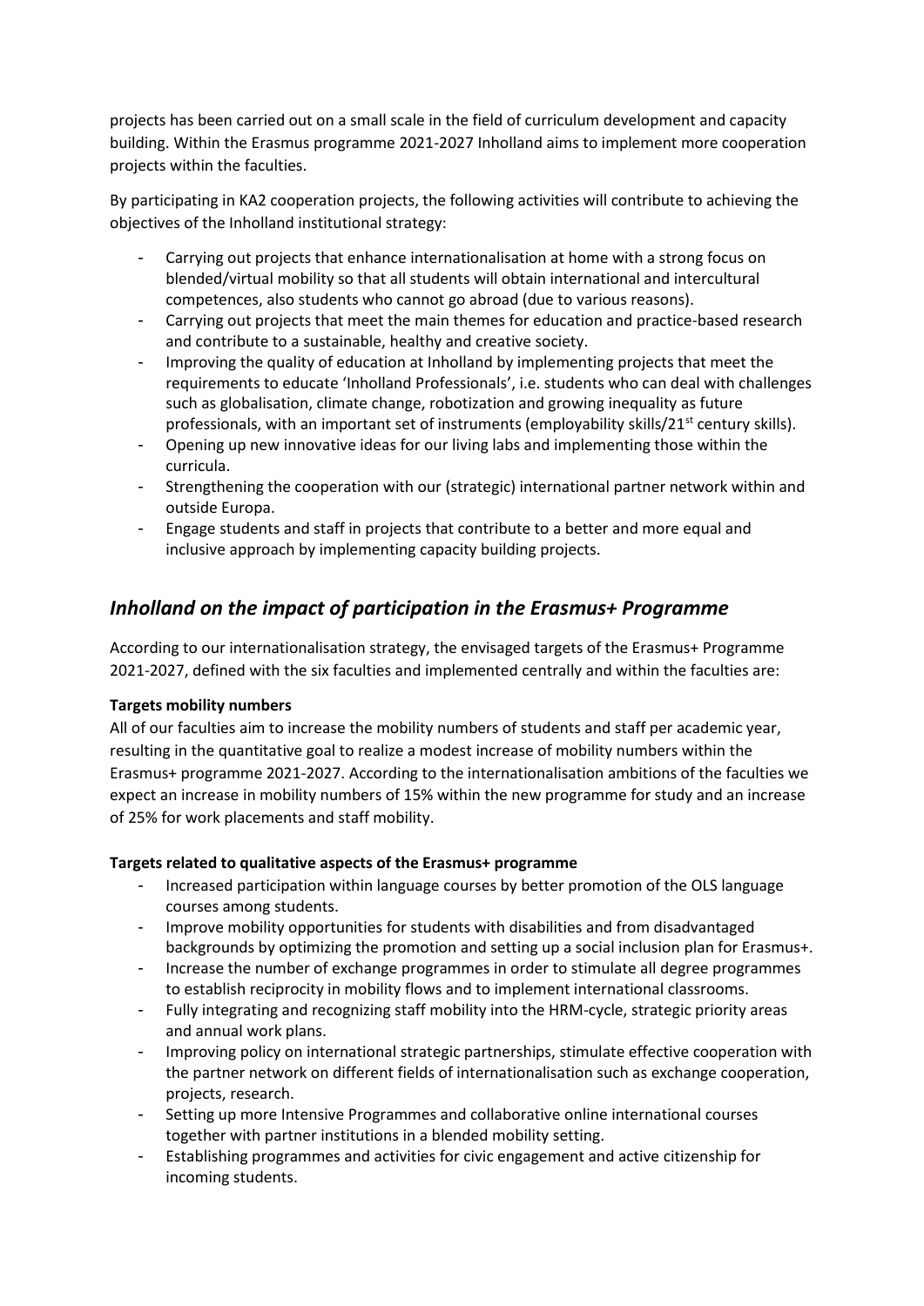projects has been carried out on a small scale in the field of curriculum development and capacity building. Within the Erasmus programme 2021-2027 Inholland aims to implement more cooperation projects within the faculties.

By participating in KA2 cooperation projects, the following activities will contribute to achieving the objectives of the Inholland institutional strategy:

- Carrying out projects that enhance internationalisation at home with a strong focus on blended/virtual mobility so that all students will obtain international and intercultural competences, also students who cannot go abroad (due to various reasons).
- Carrying out projects that meet the main themes for education and practice-based research and contribute to a sustainable, healthy and creative society.
- Improving the quality of education at Inholland by implementing projects that meet the requirements to educate 'Inholland Professionals', i.e. students who can deal with challenges such as globalisation, climate change, robotization and growing inequality as future professionals, with an important set of instruments (employability skills/21st century skills).
- Opening up new innovative ideas for our living labs and implementing those within the curricula.
- Strengthening the cooperation with our (strategic) international partner network within and outside Europa.
- Engage students and staff in projects that contribute to a better and more equal and inclusive approach by implementing capacity building projects.

## *Inholland on the impact of participation in the Erasmus+ Programme*

According to our internationalisation strategy, the envisaged targets of the Erasmus+ Programme 2021-2027, defined with the six faculties and implemented centrally and within the faculties are:

**Targets mobility numbers**

All of our faculties aim to increase the mobility numbers of students and staff per academic year, resulting in the quantitative goal to realize a modest increase of mobility numbers within the Erasmus+ programme 2021-2027. According to the internationalisation ambitions of the faculties we expect an increase in mobility numbers of 15% within the new programme for study and an increase of 25% for work placements and staff mobility.

**Targets related to qualitative aspects of the Erasmus+ programme**

- Increased participation within language courses by better promotion of the OLS language courses among students.
- Improve mobility opportunities for students with disabilities and from disadvantaged backgrounds by optimizing the promotion and setting up a social inclusion plan for Erasmus+.
- Increase the number of exchange programmes in order to stimulate all degree programmes to establish reciprocity in mobility flows and to implement international classrooms.
- Fully integrating and recognizing staff mobility into the HRM-cycle, strategic priority areas and annual work plans.
- Improving policy on international strategic partnerships, stimulate effective cooperation with the partner network on different fields of internationalisation such as exchange cooperation, projects, research.
- Setting up more Intensive Programmes and collaborative online international courses together with partner institutions in a blended mobility setting.
- Establishing programmes and activities for civic engagement and active citizenship for incoming students.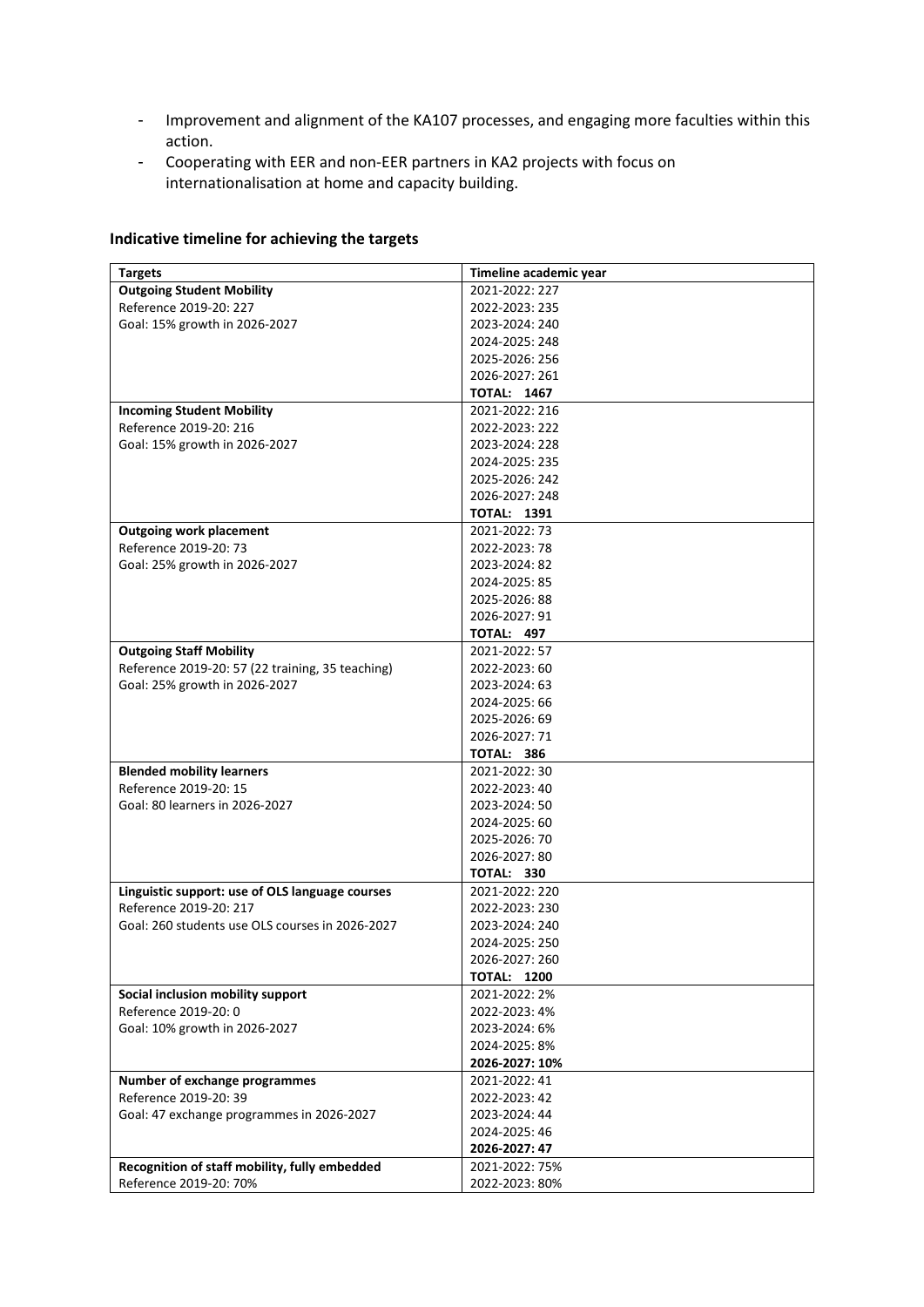- Improvement and alignment of the KA107 processes, and engaging more faculties within this action.
- Cooperating with EER and non-EER partners in KA2 projects with focus on internationalisation at home and capacity building.

### Indicative timeline for achieving the targets

| **Targets** | **Timeline academic year** |
|---|---|
| **Outgoing Student Mobility**<br>Reference 2019-20: 227<br>Goal: 15% growth in 2026-2027 | 2021-2022: 227<br>2022-2023: 235<br>2023-2024: 240<br>2024-2025: 248<br>2025-2026: 256<br>2026-2027: 261<br>**TOTAL: 1467** |
| **Incoming Student Mobility**<br>Reference 2019-20: 216<br>Goal: 15% growth in 2026-2027 | 2021-2022: 216<br>2022-2023: 222<br>2023-2024: 228<br>2024-2025: 235<br>2025-2026: 242<br>2026-2027: 248<br>**TOTAL: 1391** |
| **Outgoing work placement**<br>Reference 2019-20: 73<br>Goal: 25% growth in 2026-2027 | 2021-2022: 73<br>2022-2023: 78<br>2023-2024: 82<br>2024-2025: 85<br>2025-2026: 88<br>2026-2027: 91<br>**TOTAL: 497** |
| **Outgoing Staff Mobility**<br>Reference 2019-20: 57 (22 training, 35 teaching)<br>Goal: 25% growth in 2026-2027 | 2021-2022: 57<br>2022-2023: 60<br>2023-2024: 63<br>2024-2025: 66<br>2025-2026: 69<br>2026-2027: 71<br>**TOTAL: 386** |
| **Blended mobility learners**<br>Reference 2019-20: 15<br>Goal: 80 learners in 2026-2027 | 2021-2022: 30<br>2022-2023: 40<br>2023-2024: 50<br>2024-2025: 60<br>2025-2026: 70<br>2026-2027: 80<br>**TOTAL: 330** |
| **Linguistic support: use of OLS language courses**<br>Reference 2019-20: 217<br>Goal: 260 students use OLS courses in 2026-2027 | 2021-2022: 220<br>2022-2023: 230<br>2023-2024: 240<br>2024-2025: 250<br>2026-2027: 260<br>**TOTAL: 1200** |
| **Social inclusion mobility support**<br>Reference 2019-20: 0<br>Goal: 10% growth in 2026-2027 | 2021-2022: 2%<br>2022-2023: 4%<br>2023-2024: 6%<br>2024-2025: 8%<br>**2026-2027: 10%** |
| **Number of exchange programmes**<br>Reference 2019-20: 39<br>Goal: 47 exchange programmes in 2026-2027 | 2021-2022: 41<br>2022-2023: 42<br>2023-2024: 44<br>2024-2025: 46<br>**2026-2027: 47** |
| **Recognition of staff mobility, fully embedded**<br>Reference 2019-20: 70% | 2021-2022: 75%<br>2022-2023: 80% |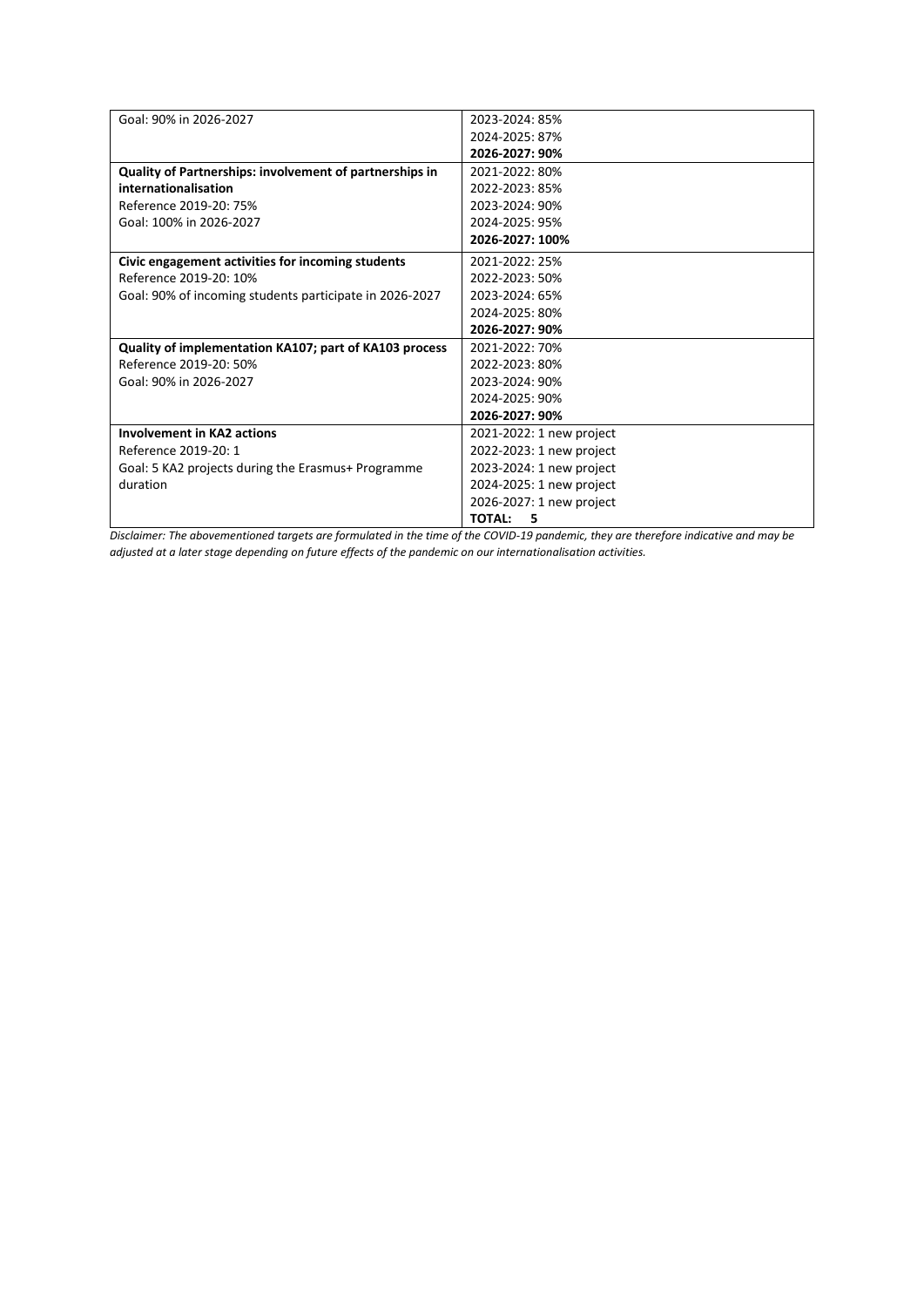| | |
|---|---|
| Goal: 90% in 2026-2027 | 2023-2024: 85%<br>2024-2025: 87%<br>**2026-2027: 90%** |
| **Quality of Partnerships: involvement of partnerships in internationalisation**<br>Reference 2019-20: 75%<br>Goal: 100% in 2026-2027 | 2021-2022: 80%<br>2022-2023: 85%<br>2023-2024: 90%<br>2024-2025: 95%<br>**2026-2027: 100%** |
| **Civic engagement activities for incoming students**<br>Reference 2019-20: 10%<br>Goal: 90% of incoming students participate in 2026-2027 | 2021-2022: 25%<br>2022-2023: 50%<br>2023-2024: 65%<br>2024-2025: 80%<br>**2026-2027: 90%** |
| **Quality of implementation KA107; part of KA103 process**<br>Reference 2019-20: 50%<br>Goal: 90% in 2026-2027 | 2021-2022: 70%<br>2022-2023: 80%<br>2023-2024: 90%<br>2024-2025: 90%<br>**2026-2027: 90%** |
| **Involvement in KA2 actions**<br>Reference 2019-20: 1<br>Goal: 5 KA2 projects during the Erasmus+ Programme duration | 2021-2022: 1 new project<br>2022-2023: 1 new project<br>2023-2024: 1 new project<br>2024-2025: 1 new project<br>2026-2027: 1 new project<br>**TOTAL: 5** |

*Disclaimer: The abovementioned targets are formulated in the time of the COVID-19 pandemic, they are therefore indicative and may be adjusted at a later stage depending on future effects of the pandemic on our internationalisation activities.*